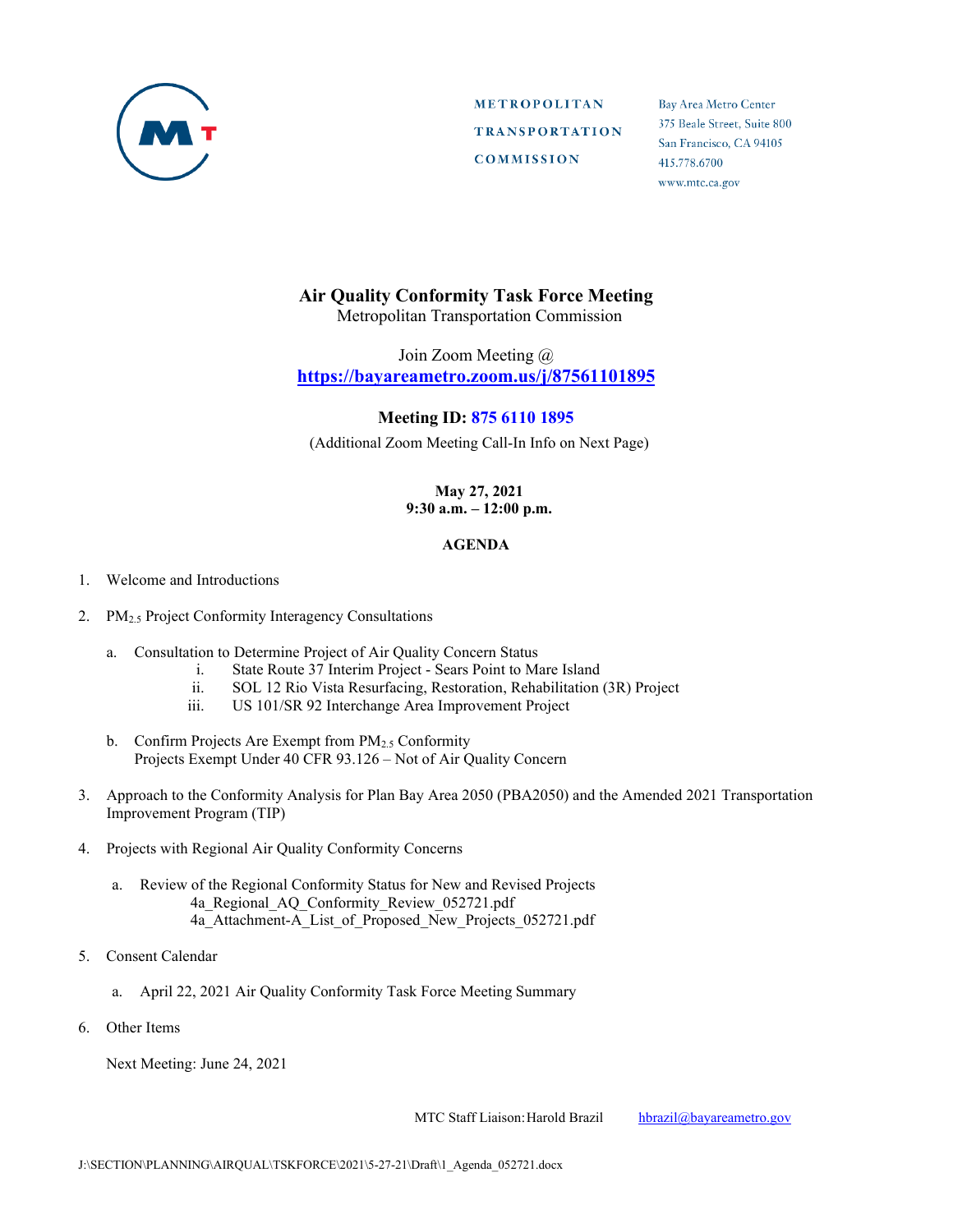METROPOLITAN
TRANSPORTATION
COMMISSION

Bay Area Metro Center
375 Beale Street, Suite 800
San Francisco, CA 94105
415.778.6700
www.mtc.ca.gov

# Air Quality Conformity Task Force Meeting

Metropolitan Transportation Commission

Join Zoom Meeting @
**https://bayareametro.zoom.us/j/87561101895**

**Meeting ID: 875 6110 1895**

(Additional Zoom Meeting Call-In Info on Next Page)

**May 27, 2021**
**9:30 a.m. – 12:00 p.m.**

## AGENDA

1. Welcome and Introductions

2. $PM_{2.5}$ Project Conformity Interagency Consultations

   a. Consultation to Determine Project of Air Quality Concern Status
      i. State Route 37 Interim Project - Sears Point to Mare Island
      ii. SOL 12 Rio Vista Resurfacing, Restoration, Rehabilitation (3R) Project
      iii. US 101/SR 92 Interchange Area Improvement Project

   b. Confirm Projects Are Exempt from $PM_{2.5}$ Conformity
      Projects Exempt Under 40 CFR 93.126 – Not of Air Quality Concern

3. Approach to the Conformity Analysis for Plan Bay Area 2050 (PBA2050) and the Amended 2021 Transportation Improvement Program (TIP)

4. Projects with Regional Air Quality Conformity Concerns

   a. Review of the Regional Conformity Status for New and Revised Projects
      4a_Regional_AQ_Conformity_Review_052721.pdf
      4a_Attachment-A_List_of_Proposed_New_Projects_052721.pdf

5. Consent Calendar

   a. April 22, 2021 Air Quality Conformity Task Force Meeting Summary

6. Other Items

   Next Meeting: June 24, 2021

MTC Staff Liaison: Harold Brazil hbrazil@bayareametro.gov

J:\SECTION\PLANNING\AIRQUAL\TSKFORCE\2021\5-27-21\Draft\1_Agenda_052721.docx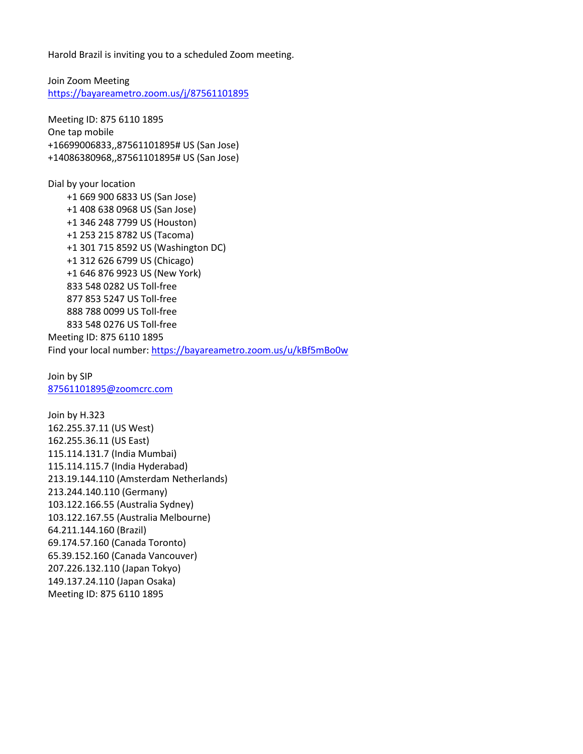Harold Brazil is inviting you to a scheduled Zoom meeting.

Join Zoom Meeting
https://bayareametro.zoom.us/j/87561101895

Meeting ID: 875 6110 1895
One tap mobile
+16699006833,,87561101895# US (San Jose)
+14086380968,,87561101895# US (San Jose)

Dial by your location
+1 669 900 6833 US (San Jose)
+1 408 638 0968 US (San Jose)
+1 346 248 7799 US (Houston)
+1 253 215 8782 US (Tacoma)
+1 301 715 8592 US (Washington DC)
+1 312 626 6799 US (Chicago)
+1 646 876 9923 US (New York)
833 548 0282 US Toll-free
877 853 5247 US Toll-free
888 788 0099 US Toll-free
833 548 0276 US Toll-free
Meeting ID: 875 6110 1895
Find your local number: https://bayareametro.zoom.us/u/kBf5mBo0w

Join by SIP
87561101895@zoomcrc.com

Join by H.323
162.255.37.11 (US West)
162.255.36.11 (US East)
115.114.131.7 (India Mumbai)
115.114.115.7 (India Hyderabad)
213.19.144.110 (Amsterdam Netherlands)
213.244.140.110 (Germany)
103.122.166.55 (Australia Sydney)
103.122.167.55 (Australia Melbourne)
64.211.144.160 (Brazil)
69.174.57.160 (Canada Toronto)
65.39.152.160 (Canada Vancouver)
207.226.132.110 (Japan Tokyo)
149.137.24.110 (Japan Osaka)
Meeting ID: 875 6110 1895